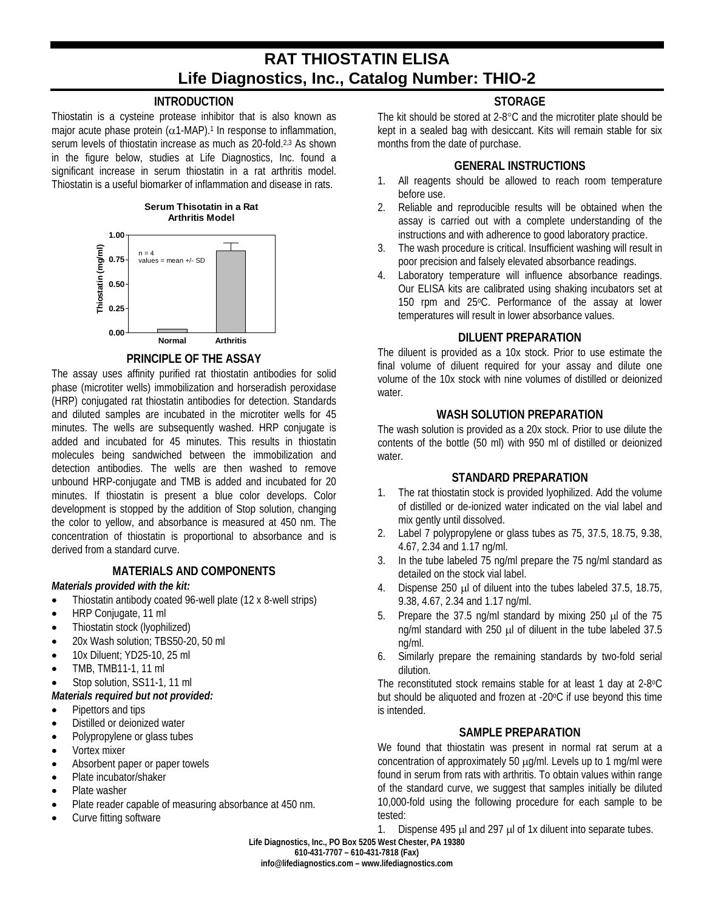# RAT THIOSTATIN ELISA
## Life Diagnostics, Inc., Catalog Number: THIO-2

### INTRODUCTION

Thiostatin is a cysteine protease inhibitor that is also known as major acute phase protein ($\alpha$1-MAP).[1] In response to inflammation, serum levels of thiostatin increase as much as 20-fold.[2,3] As shown in the figure below, studies at Life Diagnostics, Inc. found a significant increase in serum thiostatin in a rat arthritis model. Thiostatin is a useful biomarker of inflammation and disease in rats.

**Serum Thisotatin in a Rat Arthritis Model**

| | Thiostatin (mg/ml) |
|---|---|
| Normal | ~0.03 |
| Arthritis | ~0.83 |

n = 4; values = mean +/- SD

### PRINCIPLE OF THE ASSAY

The assay uses affinity purified rat thiostatin antibodies for solid phase (microtiter wells) immobilization and horseradish peroxidase (HRP) conjugated rat thiostatin antibodies for detection. Standards and diluted samples are incubated in the microtiter wells for 45 minutes. The wells are subsequently washed. HRP conjugate is added and incubated for 45 minutes. This results in thiostatin molecules being sandwiched between the immobilization and detection antibodies. The wells are then washed to remove unbound HRP-conjugate and TMB is added and incubated for 20 minutes. If thiostatin is present a blue color develops. Color development is stopped by the addition of Stop solution, changing the color to yellow, and absorbance is measured at 450 nm. The concentration of thiostatin is proportional to absorbance and is derived from a standard curve.

### MATERIALS AND COMPONENTS

***Materials provided with the kit:***

- Thiostatin antibody coated 96-well plate (12 x 8-well strips)
- HRP Conjugate, 11 ml
- Thiostatin stock (lyophilized)
- 20x Wash solution; TBS50-20, 50 ml
- 10x Diluent; YD25-10, 25 ml
- TMB, TMB11-1, 11 ml
- Stop solution, SS11-1, 11 ml

***Materials required but not provided:***

- Pipettors and tips
- Distilled or deionized water
- Polypropylene or glass tubes
- Vortex mixer
- Absorbent paper or paper towels
- Plate incubator/shaker
- Plate washer
- Plate reader capable of measuring absorbance at 450 nm.
- Curve fitting software

### STORAGE

The kit should be stored at 2-8°C and the microtiter plate should be kept in a sealed bag with desiccant. Kits will remain stable for six months from the date of purchase.

### GENERAL INSTRUCTIONS

1. All reagents should be allowed to reach room temperature before use.
2. Reliable and reproducible results will be obtained when the assay is carried out with a complete understanding of the instructions and with adherence to good laboratory practice.
3. The wash procedure is critical. Insufficient washing will result in poor precision and falsely elevated absorbance readings.
4. Laboratory temperature will influence absorbance readings. Our ELISA kits are calibrated using shaking incubators set at 150 rpm and 25°C. Performance of the assay at lower temperatures will result in lower absorbance values.

### DILUENT PREPARATION

The diluent is provided as a 10x stock. Prior to use estimate the final volume of diluent required for your assay and dilute one volume of the 10x stock with nine volumes of distilled or deionized water.

### WASH SOLUTION PREPARATION

The wash solution is provided as a 20x stock. Prior to use dilute the contents of the bottle (50 ml) with 950 ml of distilled or deionized water.

### STANDARD PREPARATION

1. The rat thiostatin stock is provided lyophilized. Add the volume of distilled or de-ionized water indicated on the vial label and mix gently until dissolved.
2. Label 7 polypropylene or glass tubes as 75, 37.5, 18.75, 9.38, 4.67, 2.34 and 1.17 ng/ml.
3. In the tube labeled 75 ng/ml prepare the 75 ng/ml standard as detailed on the stock vial label.
4. Dispense 250 µl of diluent into the tubes labeled 37.5, 18.75, 9.38, 4.67, 2.34 and 1.17 ng/ml.
5. Prepare the 37.5 ng/ml standard by mixing 250 µl of the 75 ng/ml standard with 250 µl of diluent in the tube labeled 37.5 ng/ml.
6. Similarly prepare the remaining standards by two-fold serial dilution.

The reconstituted stock remains stable for at least 1 day at 2-8°C but should be aliquoted and frozen at -20°C if use beyond this time is intended.

### SAMPLE PREPARATION

We found that thiostatin was present in normal rat serum at a concentration of approximately 50 µg/ml. Levels up to 1 mg/ml were found in serum from rats with arthritis. To obtain values within range of the standard curve, we suggest that samples initially be diluted 10,000-fold using the following procedure for each sample to be tested:

1. Dispense 495 µl and 297 µl of 1x diluent into separate tubes.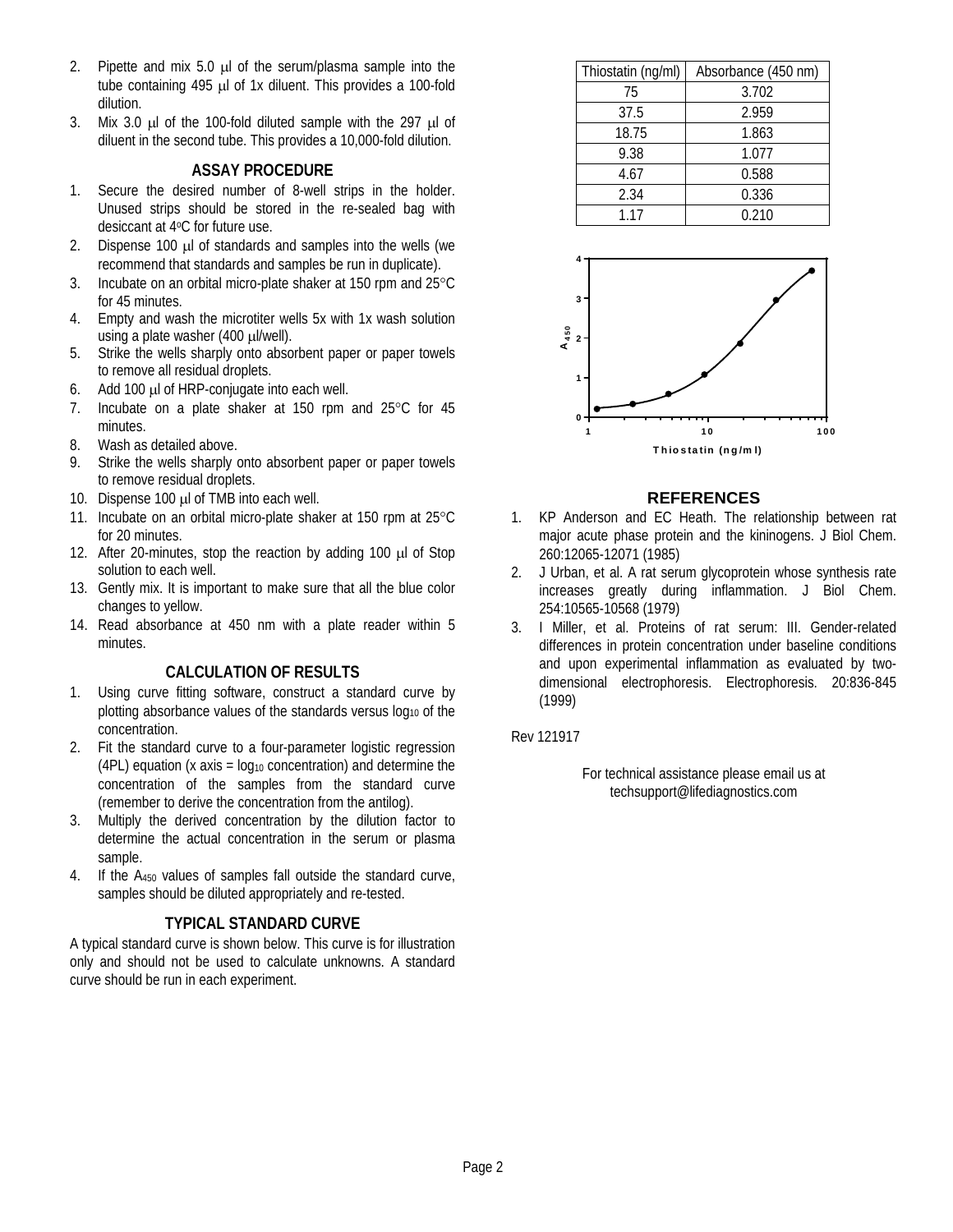2. Pipette and mix 5.0 µl of the serum/plasma sample into the tube containing 495 µl of 1x diluent. This provides a 100-fold dilution.
3. Mix 3.0 µl of the 100-fold diluted sample with the 297 µl of diluent in the second tube. This provides a 10,000-fold dilution.

## ASSAY PROCEDURE

1. Secure the desired number of 8-well strips in the holder. Unused strips should be stored in the re-sealed bag with desiccant at 4°C for future use.
2. Dispense 100 µl of standards and samples into the wells (we recommend that standards and samples be run in duplicate).
3. Incubate on an orbital micro-plate shaker at 150 rpm and 25°C for 45 minutes.
4. Empty and wash the microtiter wells 5x with 1x wash solution using a plate washer (400 µl/well).
5. Strike the wells sharply onto absorbent paper or paper towels to remove all residual droplets.
6. Add 100 µl of HRP-conjugate into each well.
7. Incubate on a plate shaker at 150 rpm and 25°C for 45 minutes.
8. Wash as detailed above.
9. Strike the wells sharply onto absorbent paper or paper towels to remove residual droplets.
10. Dispense 100 µl of TMB into each well.
11. Incubate on an orbital micro-plate shaker at 150 rpm at 25°C for 20 minutes.
12. After 20-minutes, stop the reaction by adding 100 µl of Stop solution to each well.
13. Gently mix. It is important to make sure that all the blue color changes to yellow.
14. Read absorbance at 450 nm with a plate reader within 5 minutes.

## CALCULATION OF RESULTS

1. Using curve fitting software, construct a standard curve by plotting absorbance values of the standards versus $\log_{10}$ of the concentration.
2. Fit the standard curve to a four-parameter logistic regression (4PL) equation (x axis = $\log_{10}$ concentration) and determine the concentration of the samples from the standard curve (remember to derive the concentration from the antilog).
3. Multiply the derived concentration by the dilution factor to determine the actual concentration in the serum or plasma sample.
4. If the $A_{450}$ values of samples fall outside the standard curve, samples should be diluted appropriately and re-tested.

## TYPICAL STANDARD CURVE

A typical standard curve is shown below. This curve is for illustration only and should not be used to calculate unknowns. A standard curve should be run in each experiment.

| Thiostatin (ng/ml) | Absorbance (450 nm) |
|---|---|
| 75 | 3.702 |
| 37.5 | 2.959 |
| 18.75 | 1.863 |
| 9.38 | 1.077 |
| 4.67 | 0.588 |
| 2.34 | 0.336 |
| 1.17 | 0.210 |

$A_{450}$

0
1
2
3
4

1
10
100

Thiostatin (ng/ml)

## REFERENCES

1. KP Anderson and EC Heath. The relationship between rat major acute phase protein and the kininogens. J Biol Chem. 260:12065-12071 (1985)
2. J Urban, et al. A rat serum glycoprotein whose synthesis rate increases greatly during inflammation. J Biol Chem. 254:10565-10568 (1979)
3. I Miller, et al. Proteins of rat serum: III. Gender-related differences in protein concentration under baseline conditions and upon experimental inflammation as evaluated by two-dimensional electrophoresis. Electrophoresis. 20:836-845 (1999)

Rev 121917

For technical assistance please email us at techsupport@lifediagnostics.com